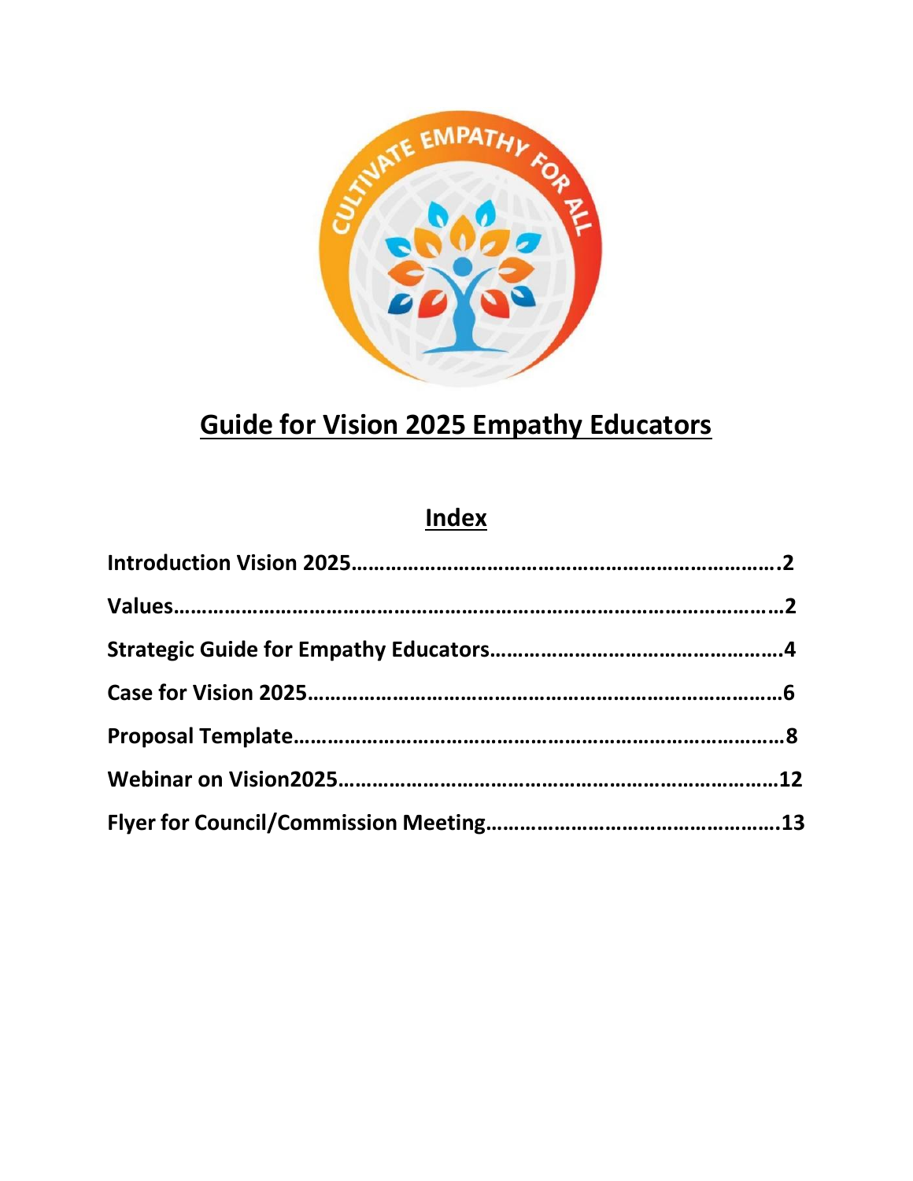# Guide for Vision 2025 Empathy Educators

## Index

**Introduction Vision 2025…………………………………………………………….2**

**Values………………………………………………………………………………………2**

**Strategic Guide for Empathy Educators…………………………………………4**

**Case for Vision 2025………………………………………………………………….6**

**Proposal Template……………………………………………………………………8**

**Webinar on Vision2025……………………………………………………………12**

**Flyer for Council/Commission Meeting………………………………………….13**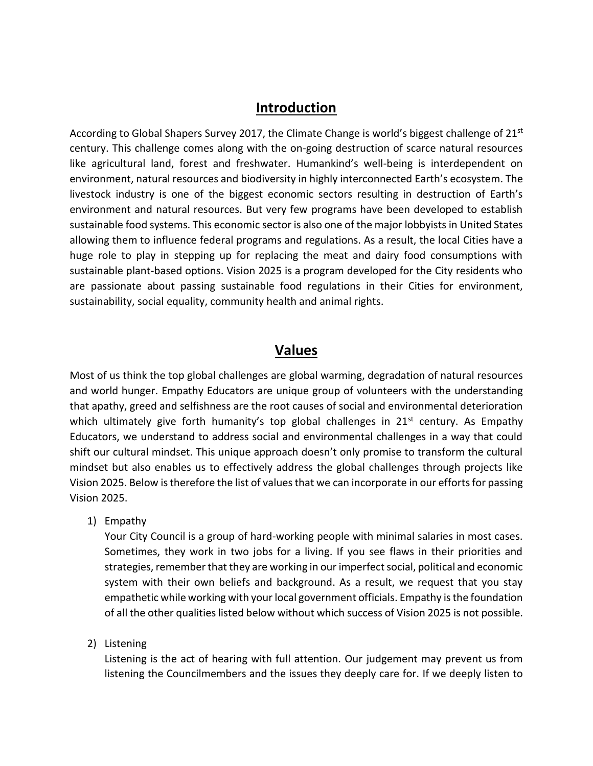## Introduction

According to Global Shapers Survey 2017, the Climate Change is world's biggest challenge of 21st century. This challenge comes along with the on-going destruction of scarce natural resources like agricultural land, forest and freshwater. Humankind's well-being is interdependent on environment, natural resources and biodiversity in highly interconnected Earth's ecosystem. The livestock industry is one of the biggest economic sectors resulting in destruction of Earth's environment and natural resources. But very few programs have been developed to establish sustainable food systems. This economic sector is also one of the major lobbyists in United States allowing them to influence federal programs and regulations. As a result, the local Cities have a huge role to play in stepping up for replacing the meat and dairy food consumptions with sustainable plant-based options. Vision 2025 is a program developed for the City residents who are passionate about passing sustainable food regulations in their Cities for environment, sustainability, social equality, community health and animal rights.

## Values

Most of us think the top global challenges are global warming, degradation of natural resources and world hunger. Empathy Educators are unique group of volunteers with the understanding that apathy, greed and selfishness are the root causes of social and environmental deterioration which ultimately give forth humanity's top global challenges in 21st century. As Empathy Educators, we understand to address social and environmental challenges in a way that could shift our cultural mindset. This unique approach doesn't only promise to transform the cultural mindset but also enables us to effectively address the global challenges through projects like Vision 2025. Below is therefore the list of values that we can incorporate in our efforts for passing Vision 2025.

1) Empathy
   Your City Council is a group of hard-working people with minimal salaries in most cases. Sometimes, they work in two jobs for a living. If you see flaws in their priorities and strategies, remember that they are working in our imperfect social, political and economic system with their own beliefs and background. As a result, we request that you stay empathetic while working with your local government officials. Empathy is the foundation of all the other qualities listed below without which success of Vision 2025 is not possible.

2) Listening
   Listening is the act of hearing with full attention. Our judgement may prevent us from listening the Councilmembers and the issues they deeply care for. If we deeply listen to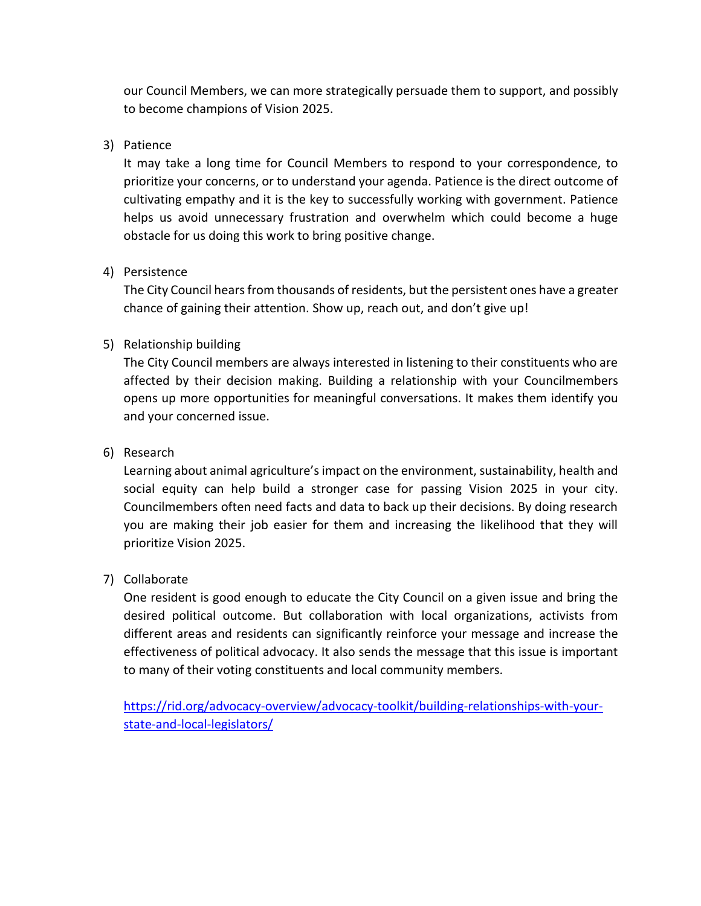our Council Members, we can more strategically persuade them to support, and possibly to become champions of Vision 2025.

3) Patience

   It may take a long time for Council Members to respond to your correspondence, to prioritize your concerns, or to understand your agenda. Patience is the direct outcome of cultivating empathy and it is the key to successfully working with government. Patience helps us avoid unnecessary frustration and overwhelm which could become a huge obstacle for us doing this work to bring positive change.

4) Persistence

   The City Council hears from thousands of residents, but the persistent ones have a greater chance of gaining their attention. Show up, reach out, and don't give up!

5) Relationship building

   The City Council members are always interested in listening to their constituents who are affected by their decision making. Building a relationship with your Councilmembers opens up more opportunities for meaningful conversations. It makes them identify you and your concerned issue.

6) Research

   Learning about animal agriculture's impact on the environment, sustainability, health and social equity can help build a stronger case for passing Vision 2025 in your city. Councilmembers often need facts and data to back up their decisions. By doing research you are making their job easier for them and increasing the likelihood that they will prioritize Vision 2025.

7) Collaborate

   One resident is good enough to educate the City Council on a given issue and bring the desired political outcome. But collaboration with local organizations, activists from different areas and residents can significantly reinforce your message and increase the effectiveness of political advocacy. It also sends the message that this issue is important to many of their voting constituents and local community members.

   https://rid.org/advocacy-overview/advocacy-toolkit/building-relationships-with-your-state-and-local-legislators/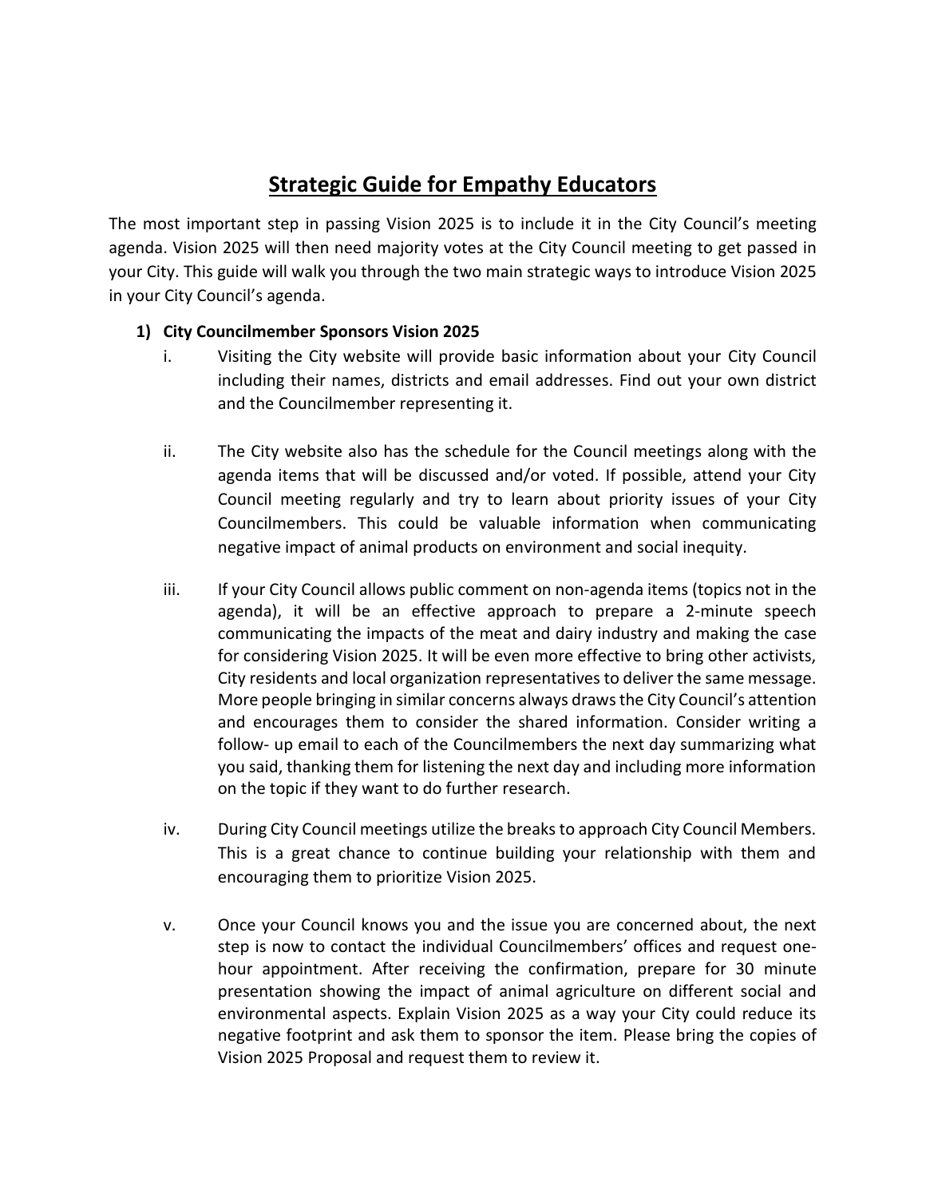# Strategic Guide for Empathy Educators

The most important step in passing Vision 2025 is to include it in the City Council's meeting agenda. Vision 2025 will then need majority votes at the City Council meeting to get passed in your City. This guide will walk you through the two main strategic ways to introduce Vision 2025 in your City Council's agenda.

**1) City Councilmember Sponsors Vision 2025**

i. Visiting the City website will provide basic information about your City Council including their names, districts and email addresses. Find out your own district and the Councilmember representing it.

ii. The City website also has the schedule for the Council meetings along with the agenda items that will be discussed and/or voted. If possible, attend your City Council meeting regularly and try to learn about priority issues of your City Councilmembers. This could be valuable information when communicating negative impact of animal products on environment and social inequity.

iii. If your City Council allows public comment on non-agenda items (topics not in the agenda), it will be an effective approach to prepare a 2-minute speech communicating the impacts of the meat and dairy industry and making the case for considering Vision 2025. It will be even more effective to bring other activists, City residents and local organization representatives to deliver the same message. More people bringing in similar concerns always draws the City Council's attention and encourages them to consider the shared information. Consider writing a follow- up email to each of the Councilmembers the next day summarizing what you said, thanking them for listening the next day and including more information on the topic if they want to do further research.

iv. During City Council meetings utilize the breaks to approach City Council Members. This is a great chance to continue building your relationship with them and encouraging them to prioritize Vision 2025.

v. Once your Council knows you and the issue you are concerned about, the next step is now to contact the individual Councilmembers' offices and request one-hour appointment. After receiving the confirmation, prepare for 30 minute presentation showing the impact of animal agriculture on different social and environmental aspects. Explain Vision 2025 as a way your City could reduce its negative footprint and ask them to sponsor the item. Please bring the copies of Vision 2025 Proposal and request them to review it.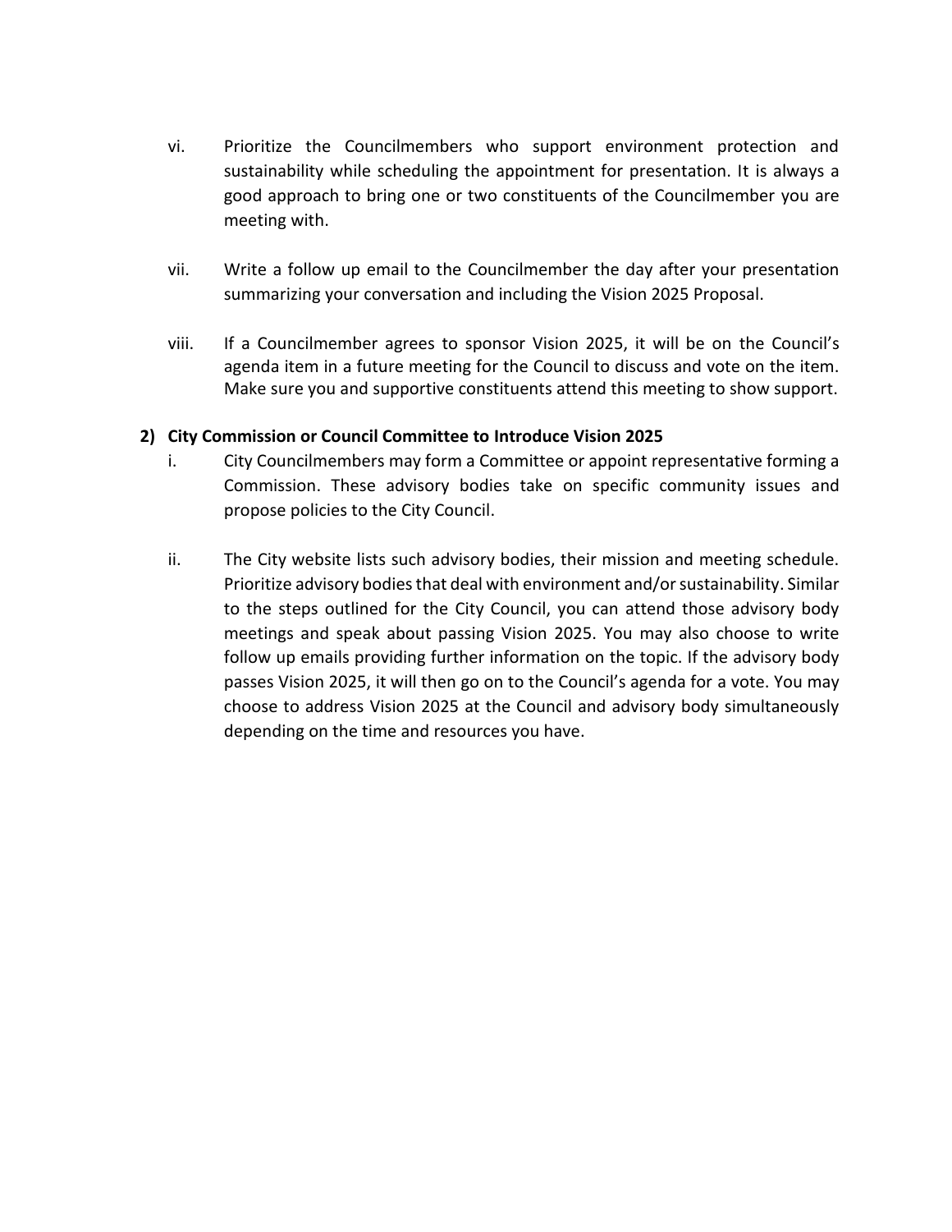vi. Prioritize the Councilmembers who support environment protection and sustainability while scheduling the appointment for presentation. It is always a good approach to bring one or two constituents of the Councilmember you are meeting with.

vii. Write a follow up email to the Councilmember the day after your presentation summarizing your conversation and including the Vision 2025 Proposal.

viii. If a Councilmember agrees to sponsor Vision 2025, it will be on the Council's agenda item in a future meeting for the Council to discuss and vote on the item. Make sure you and supportive constituents attend this meeting to show support.

**2) City Commission or Council Committee to Introduce Vision 2025**

i. City Councilmembers may form a Committee or appoint representative forming a Commission. These advisory bodies take on specific community issues and propose policies to the City Council.

ii. The City website lists such advisory bodies, their mission and meeting schedule. Prioritize advisory bodies that deal with environment and/or sustainability. Similar to the steps outlined for the City Council, you can attend those advisory body meetings and speak about passing Vision 2025. You may also choose to write follow up emails providing further information on the topic. If the advisory body passes Vision 2025, it will then go on to the Council's agenda for a vote. You may choose to address Vision 2025 at the Council and advisory body simultaneously depending on the time and resources you have.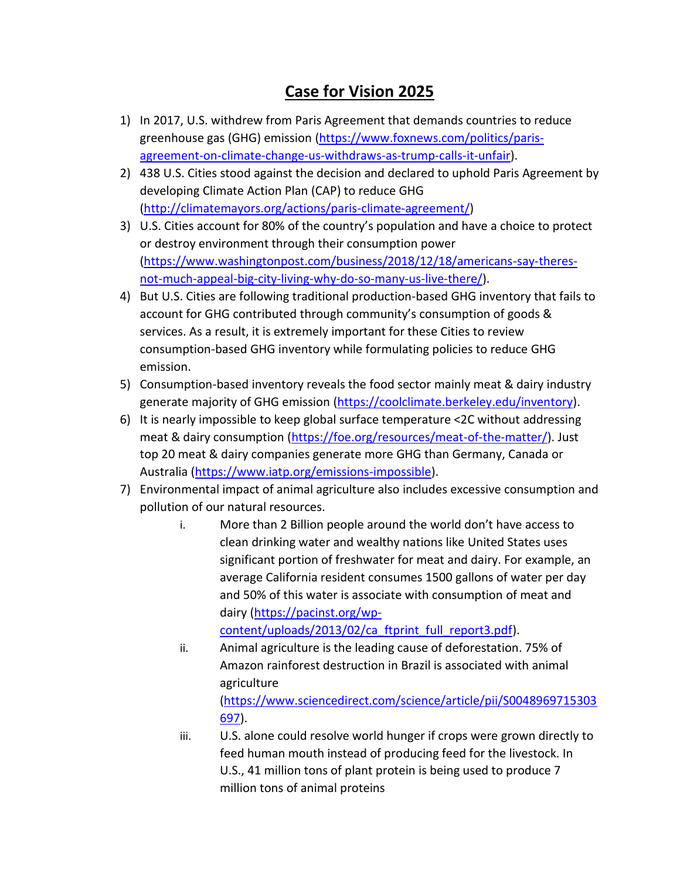# Case for Vision 2025

1) In 2017, U.S. withdrew from Paris Agreement that demands countries to reduce greenhouse gas (GHG) emission (https://www.foxnews.com/politics/paris-agreement-on-climate-change-us-withdraws-as-trump-calls-it-unfair).
2) 438 U.S. Cities stood against the decision and declared to uphold Paris Agreement by developing Climate Action Plan (CAP) to reduce GHG (http://climatemayors.org/actions/paris-climate-agreement/)
3) U.S. Cities account for 80% of the country's population and have a choice to protect or destroy environment through their consumption power (https://www.washingtonpost.com/business/2018/12/18/americans-say-theres-not-much-appeal-big-city-living-why-do-so-many-us-live-there/).
4) But U.S. Cities are following traditional production-based GHG inventory that fails to account for GHG contributed through community's consumption of goods & services. As a result, it is extremely important for these Cities to review consumption-based GHG inventory while formulating policies to reduce GHG emission.
5) Consumption-based inventory reveals the food sector mainly meat & dairy industry generate majority of GHG emission (https://coolclimate.berkeley.edu/inventory).
6) It is nearly impossible to keep global surface temperature <2C without addressing meat & dairy consumption (https://foe.org/resources/meat-of-the-matter/). Just top 20 meat & dairy companies generate more GHG than Germany, Canada or Australia (https://www.iatp.org/emissions-impossible).
7) Environmental impact of animal agriculture also includes excessive consumption and pollution of our natural resources.
   i. More than 2 Billion people around the world don't have access to clean drinking water and wealthy nations like United States uses significant portion of freshwater for meat and dairy. For example, an average California resident consumes 1500 gallons of water per day and 50% of this water is associate with consumption of meat and dairy (https://pacinst.org/wp-content/uploads/2013/02/ca_ftprint_full_report3.pdf).
   ii. Animal agriculture is the leading cause of deforestation. 75% of Amazon rainforest destruction in Brazil is associated with animal agriculture (https://www.sciencedirect.com/science/article/pii/S0048969715303697).
   iii. U.S. alone could resolve world hunger if crops were grown directly to feed human mouth instead of producing feed for the livestock. In U.S., 41 million tons of plant protein is being used to produce 7 million tons of animal proteins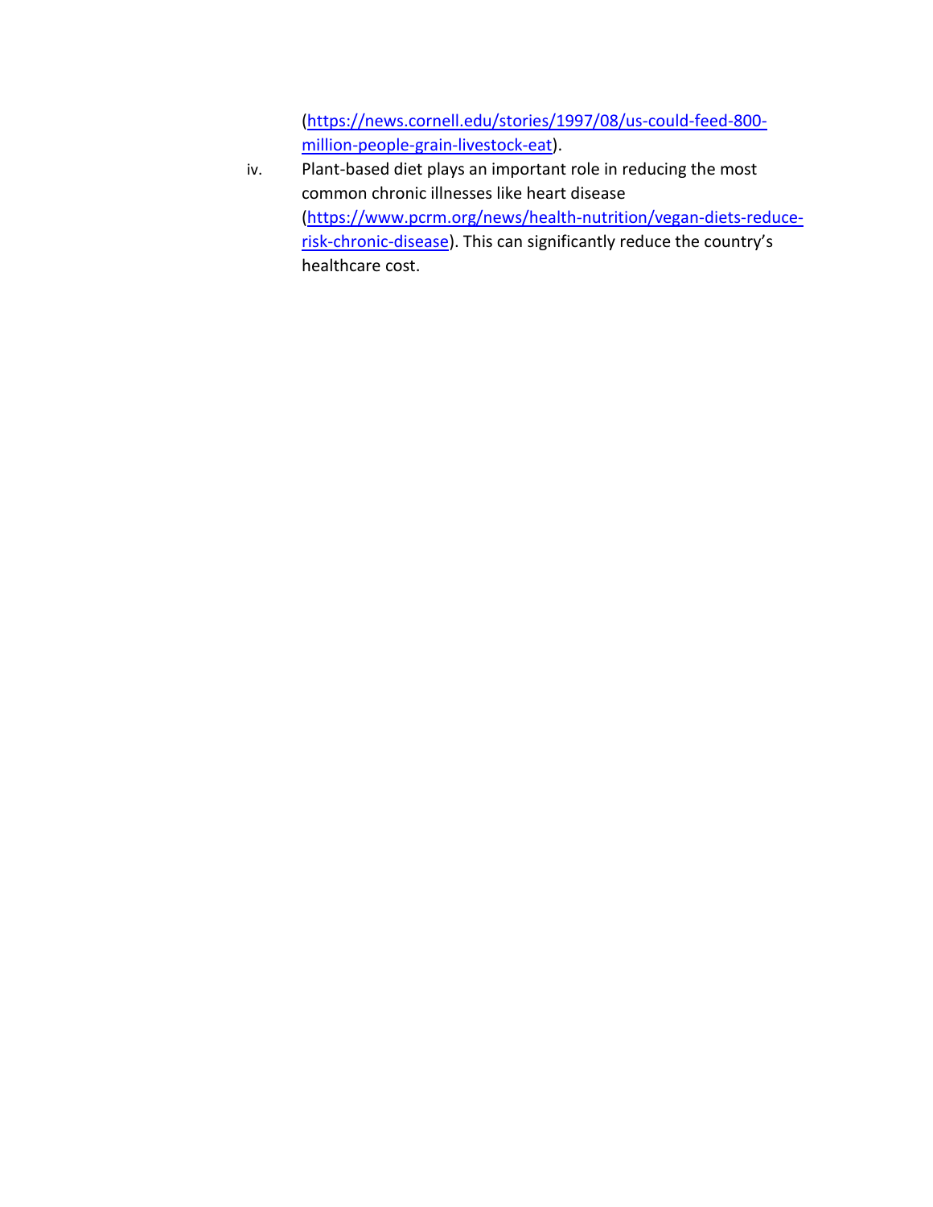([https://news.cornell.edu/stories/1997/08/us-could-feed-800-million-people-grain-livestock-eat](https://news.cornell.edu/stories/1997/08/us-could-feed-800-million-people-grain-livestock-eat)).

iv. Plant-based diet plays an important role in reducing the most common chronic illnesses like heart disease ([https://www.pcrm.org/news/health-nutrition/vegan-diets-reduce-risk-chronic-disease](https://www.pcrm.org/news/health-nutrition/vegan-diets-reduce-risk-chronic-disease)). This can significantly reduce the country's healthcare cost.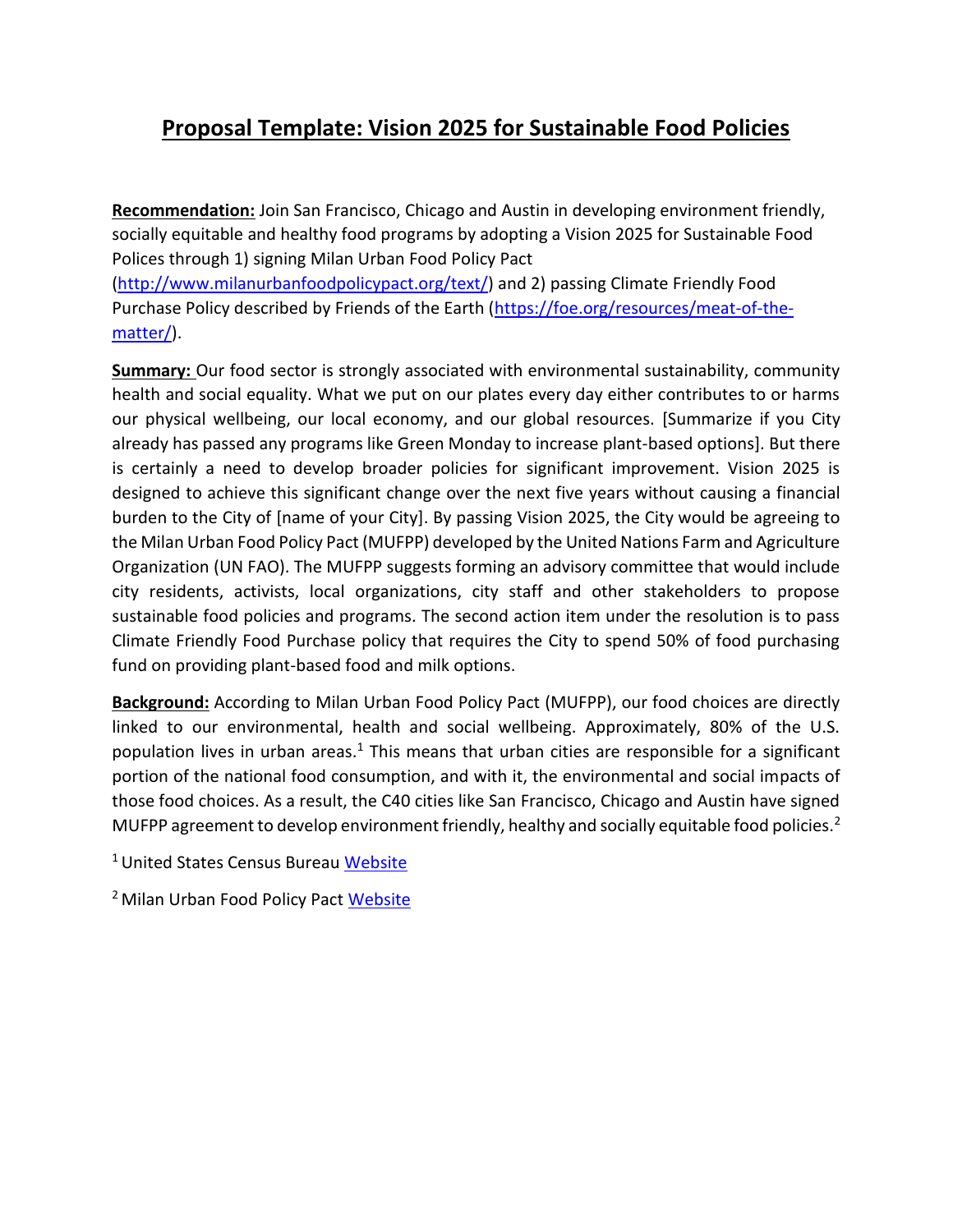# Proposal Template: Vision 2025 for Sustainable Food Policies

**Recommendation:** Join San Francisco, Chicago and Austin in developing environment friendly, socially equitable and healthy food programs by adopting a Vision 2025 for Sustainable Food Polices through 1) signing Milan Urban Food Policy Pact (http://www.milanurbanfoodpolicypact.org/text/) and 2) passing Climate Friendly Food Purchase Policy described by Friends of the Earth (https://foe.org/resources/meat-of-the-matter/).

**Summary:** Our food sector is strongly associated with environmental sustainability, community health and social equality. What we put on our plates every day either contributes to or harms our physical wellbeing, our local economy, and our global resources. [Summarize if you City already has passed any programs like Green Monday to increase plant-based options]. But there is certainly a need to develop broader policies for significant improvement. Vision 2025 is designed to achieve this significant change over the next five years without causing a financial burden to the City of [name of your City]. By passing Vision 2025, the City would be agreeing to the Milan Urban Food Policy Pact (MUFPP) developed by the United Nations Farm and Agriculture Organization (UN FAO). The MUFPP suggests forming an advisory committee that would include city residents, activists, local organizations, city staff and other stakeholders to propose sustainable food policies and programs. The second action item under the resolution is to pass Climate Friendly Food Purchase policy that requires the City to spend 50% of food purchasing fund on providing plant-based food and milk options.

**Background:** According to Milan Urban Food Policy Pact (MUFPP), our food choices are directly linked to our environmental, health and social wellbeing. Approximately, 80% of the U.S. population lives in urban areas.[1] This means that urban cities are responsible for a significant portion of the national food consumption, and with it, the environmental and social impacts of those food choices. As a result, the C40 cities like San Francisco, Chicago and Austin have signed MUFPP agreement to develop environment friendly, healthy and socially equitable food policies.[2]

[1] United States Census Bureau Website

[2] Milan Urban Food Policy Pact Website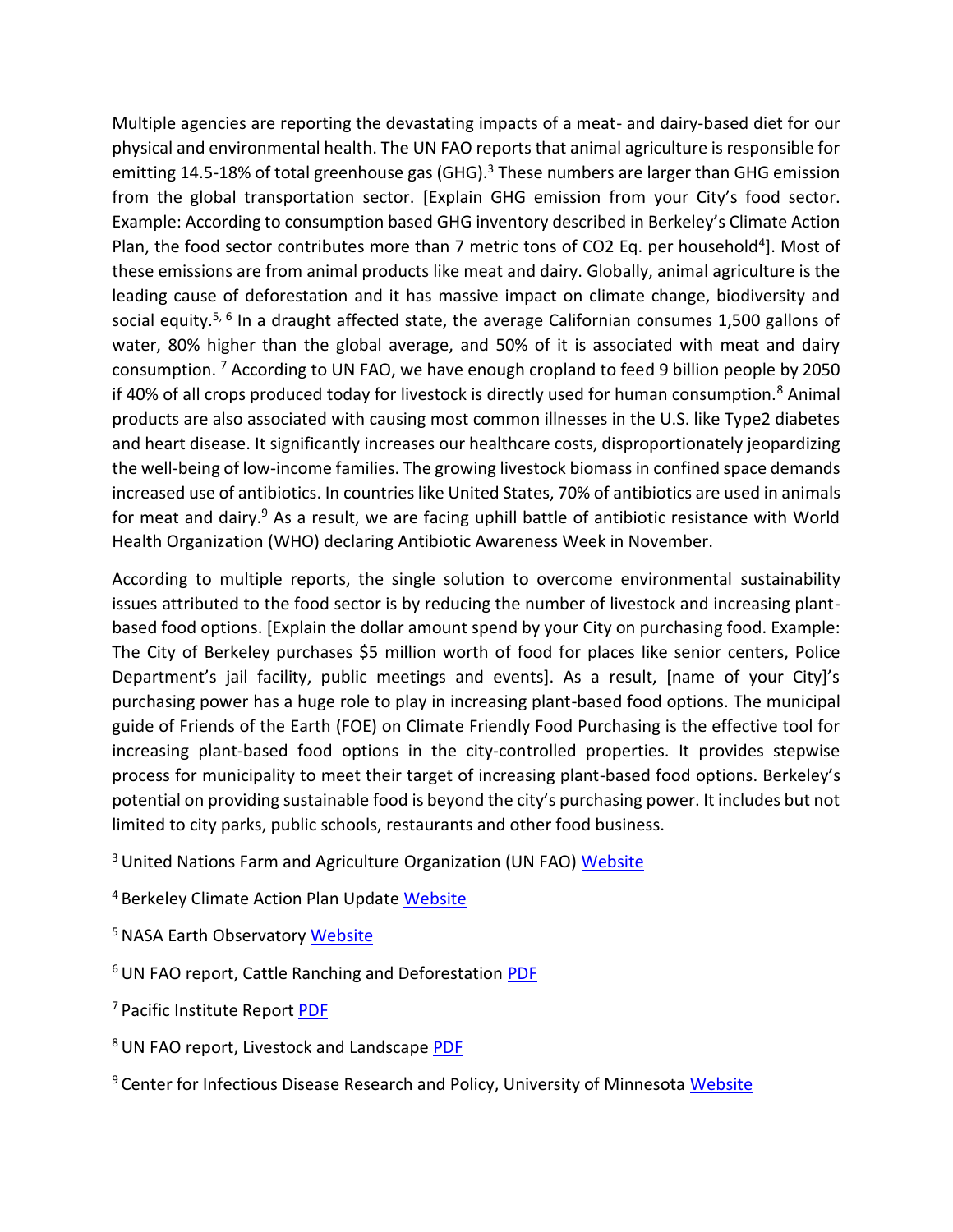Multiple agencies are reporting the devastating impacts of a meat- and dairy-based diet for our physical and environmental health. The UN FAO reports that animal agriculture is responsible for emitting 14.5-18% of total greenhouse gas (GHG).[3] These numbers are larger than GHG emission from the global transportation sector. [Explain GHG emission from your City's food sector. Example: According to consumption based GHG inventory described in Berkeley's Climate Action Plan, the food sector contributes more than 7 metric tons of CO2 Eq. per household[4]]. Most of these emissions are from animal products like meat and dairy. Globally, animal agriculture is the leading cause of deforestation and it has massive impact on climate change, biodiversity and social equity.[5, 6] In a draught affected state, the average Californian consumes 1,500 gallons of water, 80% higher than the global average, and 50% of it is associated with meat and dairy consumption. [7] According to UN FAO, we have enough cropland to feed 9 billion people by 2050 if 40% of all crops produced today for livestock is directly used for human consumption.[8] Animal products are also associated with causing most common illnesses in the U.S. like Type2 diabetes and heart disease. It significantly increases our healthcare costs, disproportionately jeopardizing the well-being of low-income families. The growing livestock biomass in confined space demands increased use of antibiotics. In countries like United States, 70% of antibiotics are used in animals for meat and dairy.[9] As a result, we are facing uphill battle of antibiotic resistance with World Health Organization (WHO) declaring Antibiotic Awareness Week in November.

According to multiple reports, the single solution to overcome environmental sustainability issues attributed to the food sector is by reducing the number of livestock and increasing plant-based food options. [Explain the dollar amount spend by your City on purchasing food. Example: The City of Berkeley purchases $5 million worth of food for places like senior centers, Police Department's jail facility, public meetings and events]. As a result, [name of your City]'s purchasing power has a huge role to play in increasing plant-based food options. The municipal guide of Friends of the Earth (FOE) on Climate Friendly Food Purchasing is the effective tool for increasing plant-based food options in the city-controlled properties. It provides stepwise process for municipality to meet their target of increasing plant-based food options. Berkeley's potential on providing sustainable food is beyond the city's purchasing power. It includes but not limited to city parks, public schools, restaurants and other food business.

[3] United Nations Farm and Agriculture Organization (UN FAO) Website

[4] Berkeley Climate Action Plan Update Website

[5] NASA Earth Observatory Website

[6] UN FAO report, Cattle Ranching and Deforestation PDF

[7] Pacific Institute Report PDF

[8] UN FAO report, Livestock and Landscape PDF

[9] Center for Infectious Disease Research and Policy, University of Minnesota Website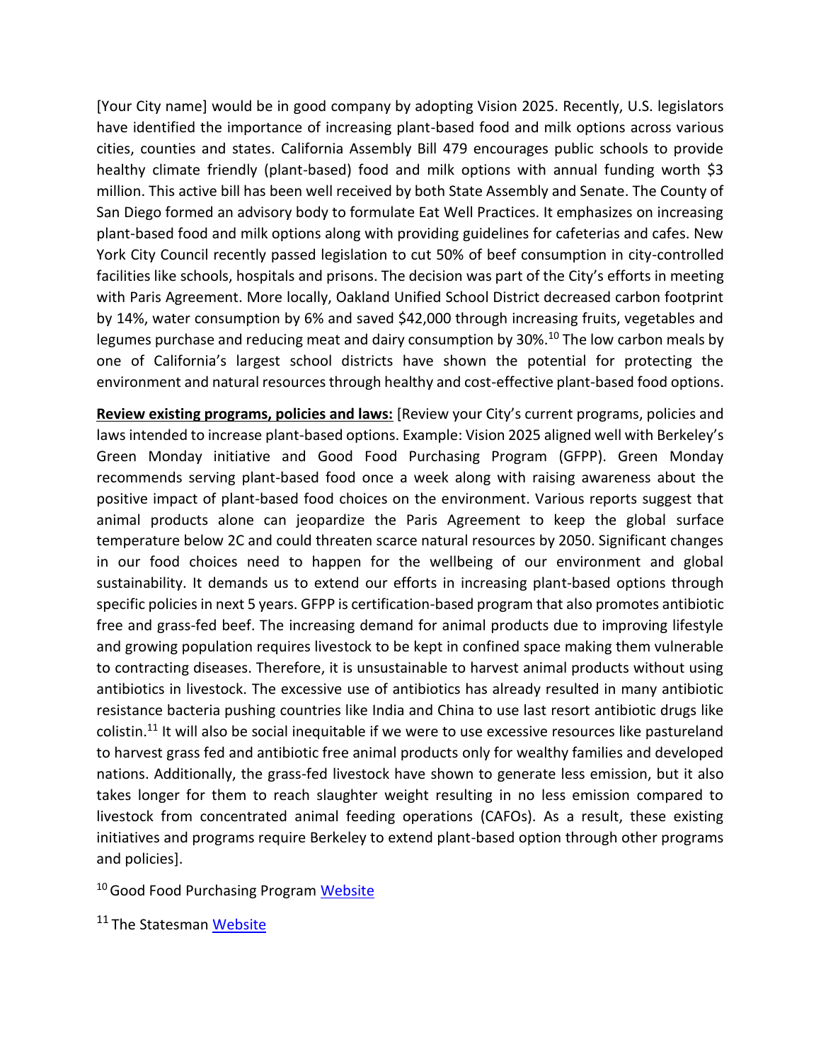[Your City name] would be in good company by adopting Vision 2025. Recently, U.S. legislators have identified the importance of increasing plant-based food and milk options across various cities, counties and states. California Assembly Bill 479 encourages public schools to provide healthy climate friendly (plant-based) food and milk options with annual funding worth $3 million. This active bill has been well received by both State Assembly and Senate. The County of San Diego formed an advisory body to formulate Eat Well Practices. It emphasizes on increasing plant-based food and milk options along with providing guidelines for cafeterias and cafes. New York City Council recently passed legislation to cut 50% of beef consumption in city-controlled facilities like schools, hospitals and prisons. The decision was part of the City's efforts in meeting with Paris Agreement. More locally, Oakland Unified School District decreased carbon footprint by 14%, water consumption by 6% and saved $42,000 through increasing fruits, vegetables and legumes purchase and reducing meat and dairy consumption by 30%.[10] The low carbon meals by one of California's largest school districts have shown the potential for protecting the environment and natural resources through healthy and cost-effective plant-based food options.

**Review existing programs, policies and laws:** [Review your City's current programs, policies and laws intended to increase plant-based options. Example: Vision 2025 aligned well with Berkeley's Green Monday initiative and Good Food Purchasing Program (GFPP). Green Monday recommends serving plant-based food once a week along with raising awareness about the positive impact of plant-based food choices on the environment. Various reports suggest that animal products alone can jeopardize the Paris Agreement to keep the global surface temperature below 2C and could threaten scarce natural resources by 2050. Significant changes in our food choices need to happen for the wellbeing of our environment and global sustainability. It demands us to extend our efforts in increasing plant-based options through specific policies in next 5 years. GFPP is certification-based program that also promotes antibiotic free and grass-fed beef. The increasing demand for animal products due to improving lifestyle and growing population requires livestock to be kept in confined space making them vulnerable to contracting diseases. Therefore, it is unsustainable to harvest animal products without using antibiotics in livestock. The excessive use of antibiotics has already resulted in many antibiotic resistance bacteria pushing countries like India and China to use last resort antibiotic drugs like colistin.[11] It will also be social inequitable if we were to use excessive resources like pastureland to harvest grass fed and antibiotic free animal products only for wealthy families and developed nations. Additionally, the grass-fed livestock have shown to generate less emission, but it also takes longer for them to reach slaughter weight resulting in no less emission compared to livestock from concentrated animal feeding operations (CAFOs). As a result, these existing initiatives and programs require Berkeley to extend plant-based option through other programs and policies].

[10] Good Food Purchasing Program Website

[11] The Statesman Website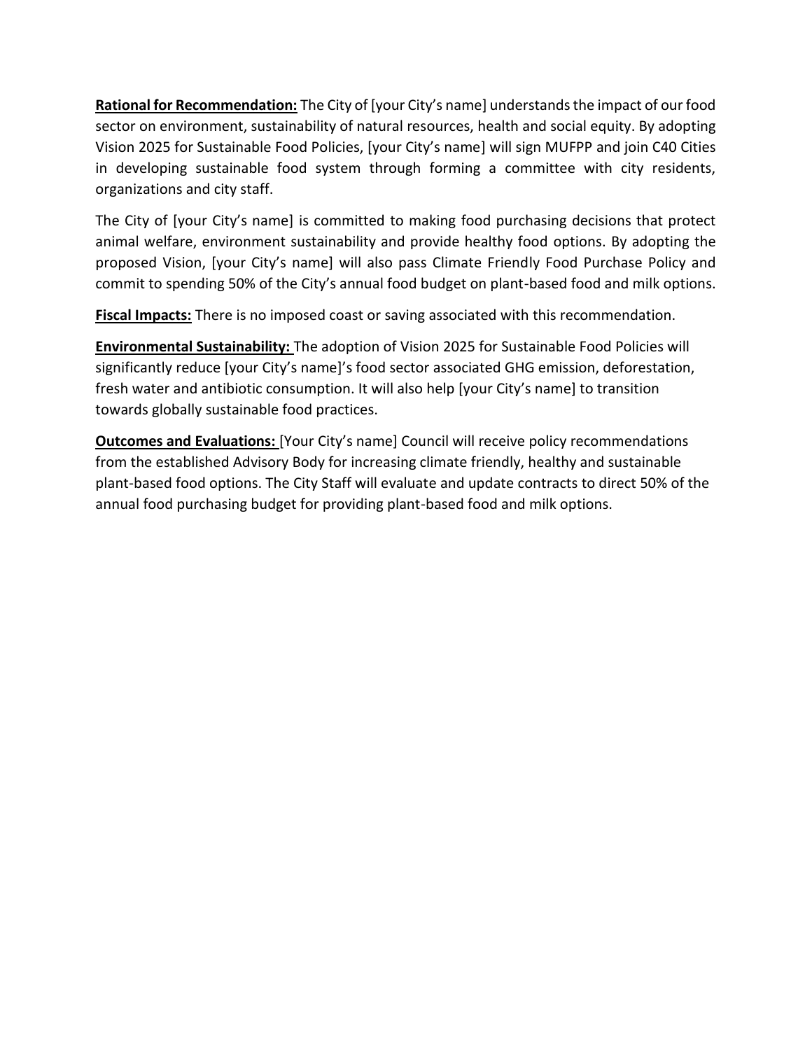**Rational for Recommendation:** The City of [your City's name] understands the impact of our food sector on environment, sustainability of natural resources, health and social equity. By adopting Vision 2025 for Sustainable Food Policies, [your City's name] will sign MUFPP and join C40 Cities in developing sustainable food system through forming a committee with city residents, organizations and city staff.

The City of [your City's name] is committed to making food purchasing decisions that protect animal welfare, environment sustainability and provide healthy food options. By adopting the proposed Vision, [your City's name] will also pass Climate Friendly Food Purchase Policy and commit to spending 50% of the City's annual food budget on plant-based food and milk options.

**Fiscal Impacts:** There is no imposed coast or saving associated with this recommendation.

**Environmental Sustainability:** The adoption of Vision 2025 for Sustainable Food Policies will significantly reduce [your City's name]'s food sector associated GHG emission, deforestation, fresh water and antibiotic consumption. It will also help [your City's name] to transition towards globally sustainable food practices.

**Outcomes and Evaluations:** [Your City's name] Council will receive policy recommendations from the established Advisory Body for increasing climate friendly, healthy and sustainable plant-based food options. The City Staff will evaluate and update contracts to direct 50% of the annual food purchasing budget for providing plant-based food and milk options.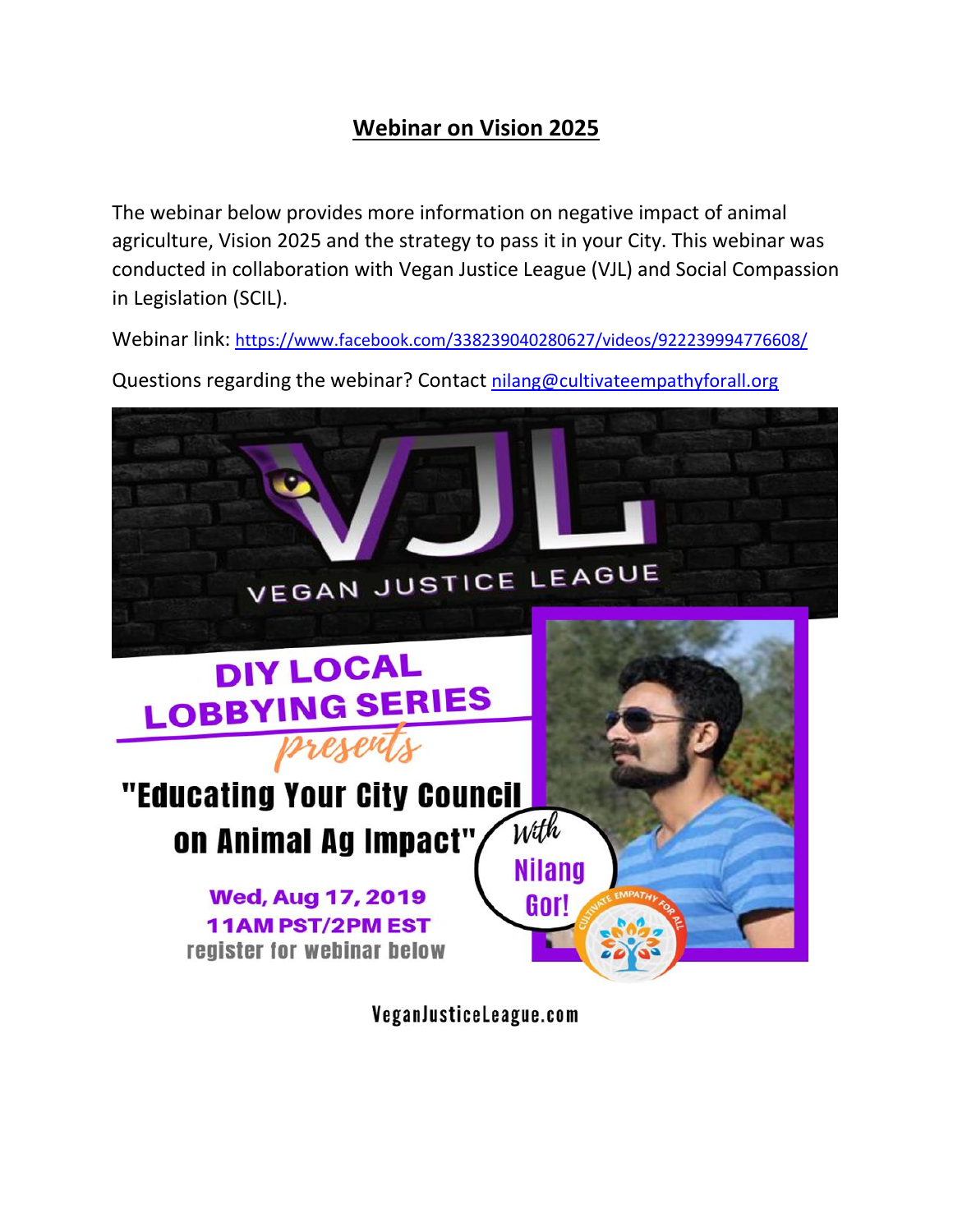# Webinar on Vision 2025

The webinar below provides more information on negative impact of animal agriculture, Vision 2025 and the strategy to pass it in your City. This webinar was conducted in collaboration with Vegan Justice League (VJL) and Social Compassion in Legislation (SCIL).

Webinar link: https://www.facebook.com/338239040280627/videos/922239994776608/

Questions regarding the webinar? Contact nilang@cultivateempathyforall.org

VJL

VEGAN JUSTICE LEAGUE

DIY LOCAL LOBBYING SERIES

presents

"Educating Your City Council on Animal Ag Impact"

With Nilang Gor!

Wed, Aug 17, 2019

11AM PST/2PM EST

register for webinar below

CULTIVATE EMPATHY FOR ALL

VeganJusticeLeague.com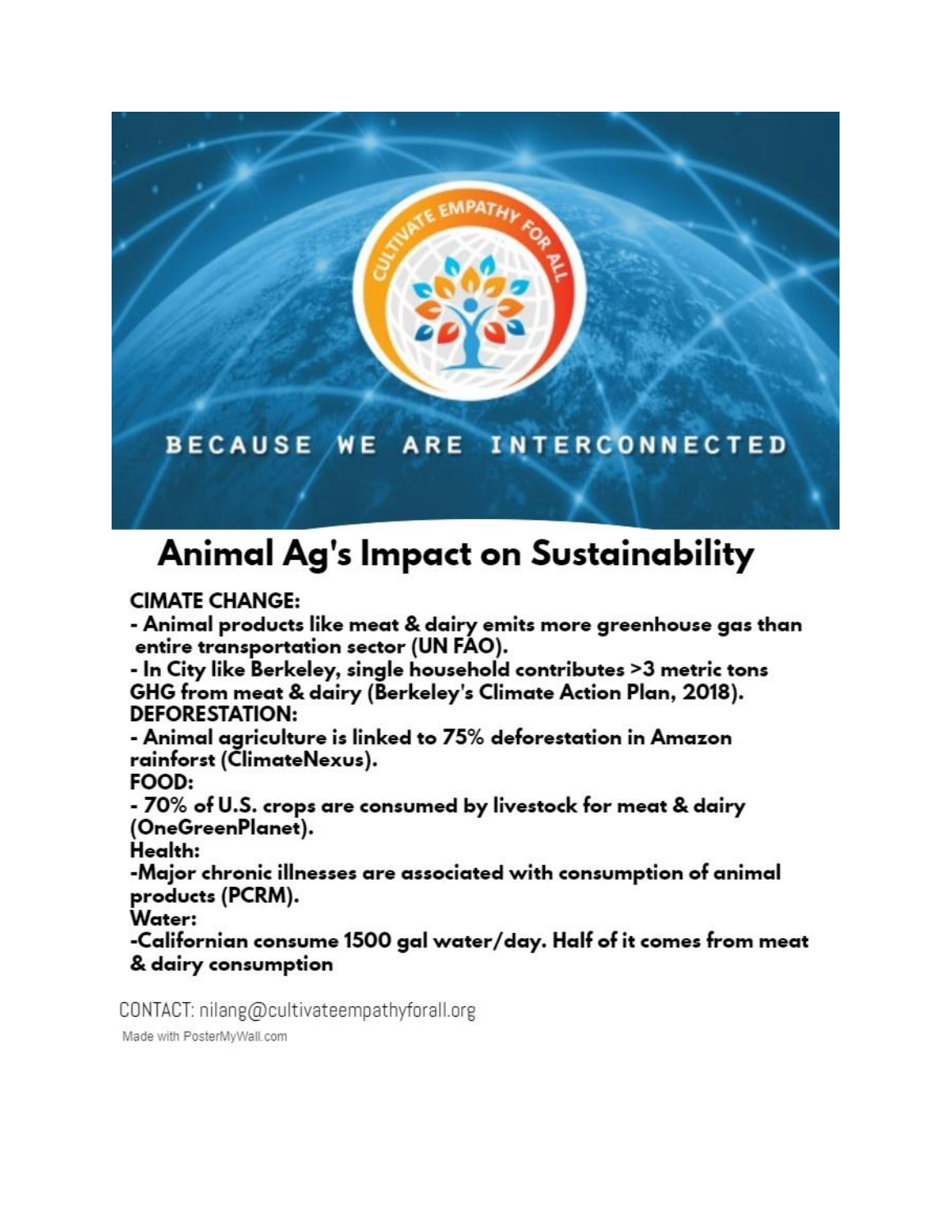CULTIVATE EMPATHY FOR ALL

BECAUSE WE ARE INTERCONNECTED

# Animal Ag's Impact on Sustainability

**CIMATE CHANGE:**

- Animal products like meat & dairy emits more greenhouse gas than entire transportation sector (UN FAO).
- In City like Berkeley, single household contributes >3 metric tons GHG from meat & dairy (Berkeley's Climate Action Plan, 2018).

**DEFORESTATION:**

- Animal agriculture is linked to 75% deforestation in Amazon rainforst (ClimateNexus).

**FOOD:**

- 70% of U.S. crops are consumed by livestock for meat & dairy (OneGreenPlanet).

**Health:**

-Major chronic illnesses are associated with consumption of animal products (PCRM).

**Water:**

-Californian consume 1500 gal water/day. Half of it comes from meat & dairy consumption

CONTACT: nilang@cultivateempathyforall.org

Made with PosterMyWall.com